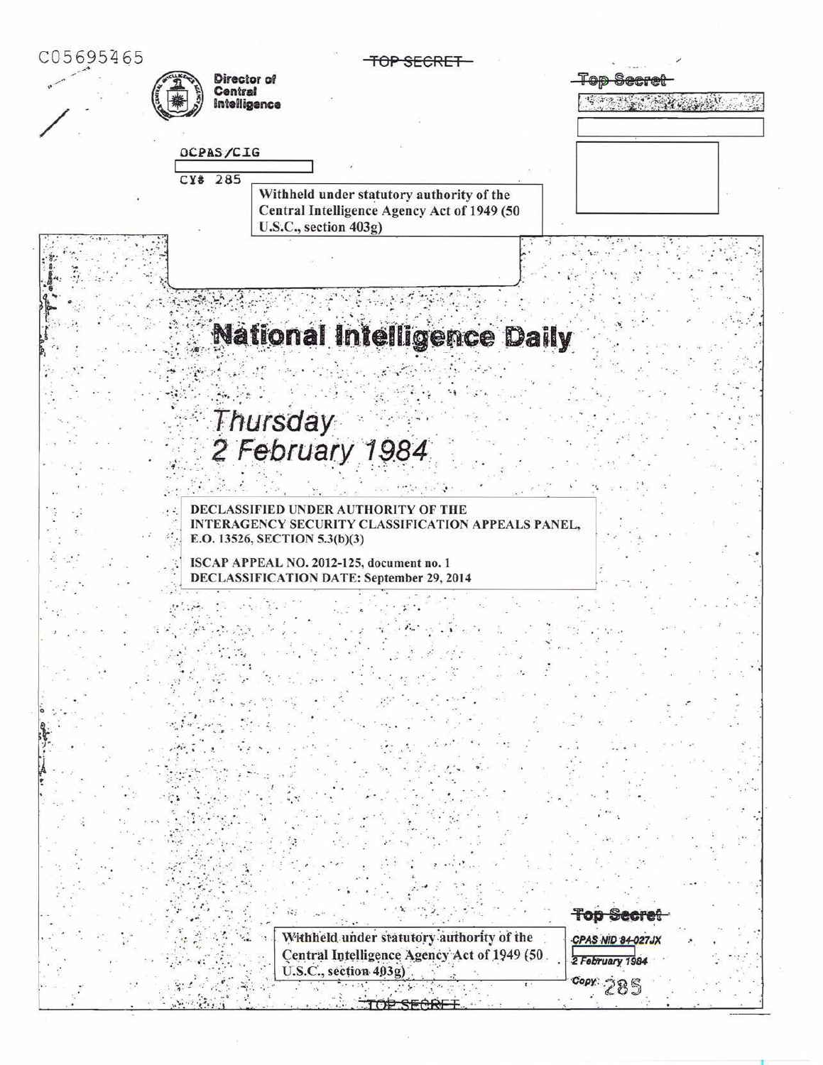C05695465

~~TOP SECRET~~

Director of Central Intelligence

~~Top Secret~~

OCPAS/CIG

CY# 285

Withheld under statutory authority of the Central Intelligence Agency Act of 1949 (50 U.S.C., section 403g)

# National Intelligence Daily

## Thursday
## 2 February 1984

**DECLASSIFIED UNDER AUTHORITY OF THE INTERAGENCY SECURITY CLASSIFICATION APPEALS PANEL, E.O. 13526, SECTION 5.3(b)(3)**

**ISCAP APPEAL NO. 2012-125, document no. 1**
**DECLASSIFICATION DATE: September 29, 2014**

~~Top Secret~~

Withheld under statutory authority of the Central Intelligence Agency Act of 1949 (50 U.S.C., section 403g)

*CPAS NID 84-027JX*

*2 February 1984*

*Copy* 285

~~TOP SECRET~~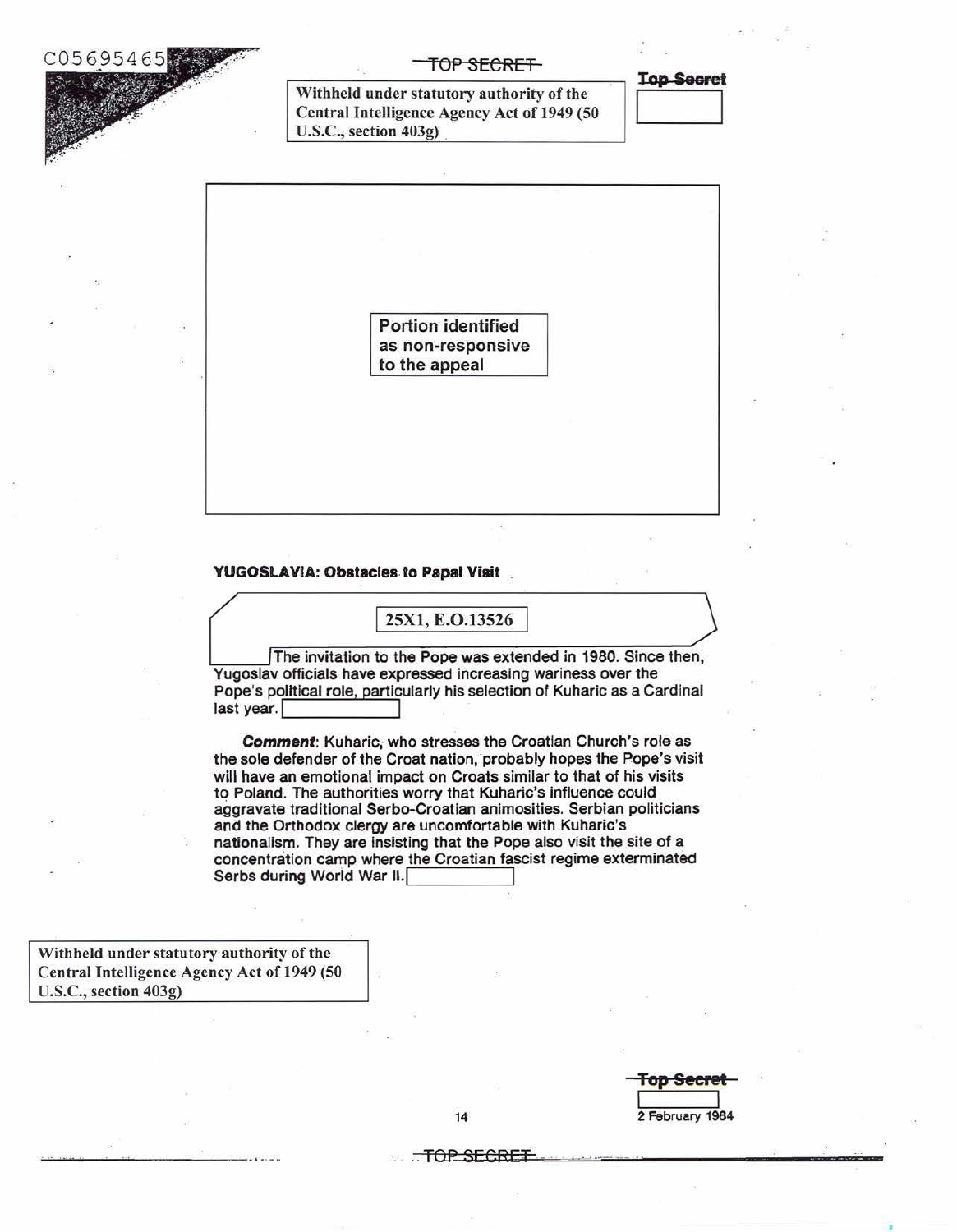Withheld under statutory authority of the Central Intelligence Agency Act of 1949 (50 U.S.C., section 403g)

Portion identified as non-responsive to the appeal

**YUGOSLAVIA: Obstacles to Papal Visit**

25X1, E.O.13526

The invitation to the Pope was extended in 1980. Since then, Yugoslav officials have expressed increasing wariness over the Pope's political role, particularly his selection of Kuharic as a Cardinal last year.

***Comment***: Kuharic, who stresses the Croatian Church's role as the sole defender of the Croat nation, probably hopes the Pope's visit will have an emotional impact on Croats similar to that of his visits to Poland. The authorities worry that Kuharic's influence could aggravate traditional Serbo-Croatian animosities. Serbian politicians and the Orthodox clergy are uncomfortable with Kuharic's nationalism. They are insisting that the Pope also visit the site of a concentration camp where the Croatian fascist regime exterminated Serbs during World War II.

Withheld under statutory authority of the Central Intelligence Agency Act of 1949 (50 U.S.C., section 403g)

2 February 1984